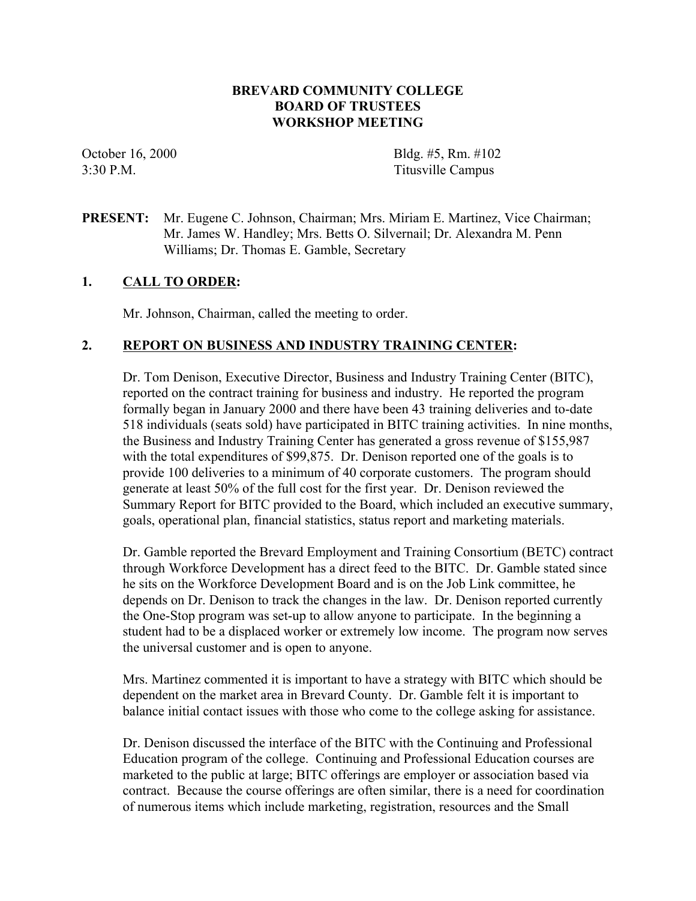# BREVARD COMMUNITY COLLEGE
# BOARD OF TRUSTEES
# WORKSHOP MEETING

October 16, 2000 — Bldg. #5, Rm. #102
3:30 P.M. — Titusville Campus

**PRESENT:** Mr. Eugene C. Johnson, Chairman; Mrs. Miriam E. Martinez, Vice Chairman; Mr. James W. Handley; Mrs. Betts O. Silvernail; Dr. Alexandra M. Penn Williams; Dr. Thomas E. Gamble, Secretary

## 1. CALL TO ORDER:

Mr. Johnson, Chairman, called the meeting to order.

## 2. REPORT ON BUSINESS AND INDUSTRY TRAINING CENTER:

Dr. Tom Denison, Executive Director, Business and Industry Training Center (BITC), reported on the contract training for business and industry. He reported the program formally began in January 2000 and there have been 43 training deliveries and to-date 518 individuals (seats sold) have participated in BITC training activities. In nine months, the Business and Industry Training Center has generated a gross revenue of $155,987 with the total expenditures of $99,875. Dr. Denison reported one of the goals is to provide 100 deliveries to a minimum of 40 corporate customers. The program should generate at least 50% of the full cost for the first year. Dr. Denison reviewed the Summary Report for BITC provided to the Board, which included an executive summary, goals, operational plan, financial statistics, status report and marketing materials.

Dr. Gamble reported the Brevard Employment and Training Consortium (BETC) contract through Workforce Development has a direct feed to the BITC. Dr. Gamble stated since he sits on the Workforce Development Board and is on the Job Link committee, he depends on Dr. Denison to track the changes in the law. Dr. Denison reported currently the One-Stop program was set-up to allow anyone to participate. In the beginning a student had to be a displaced worker or extremely low income. The program now serves the universal customer and is open to anyone.

Mrs. Martinez commented it is important to have a strategy with BITC which should be dependent on the market area in Brevard County. Dr. Gamble felt it is important to balance initial contact issues with those who come to the college asking for assistance.

Dr. Denison discussed the interface of the BITC with the Continuing and Professional Education program of the college. Continuing and Professional Education courses are marketed to the public at large; BITC offerings are employer or association based via contract. Because the course offerings are often similar, there is a need for coordination of numerous items which include marketing, registration, resources and the Small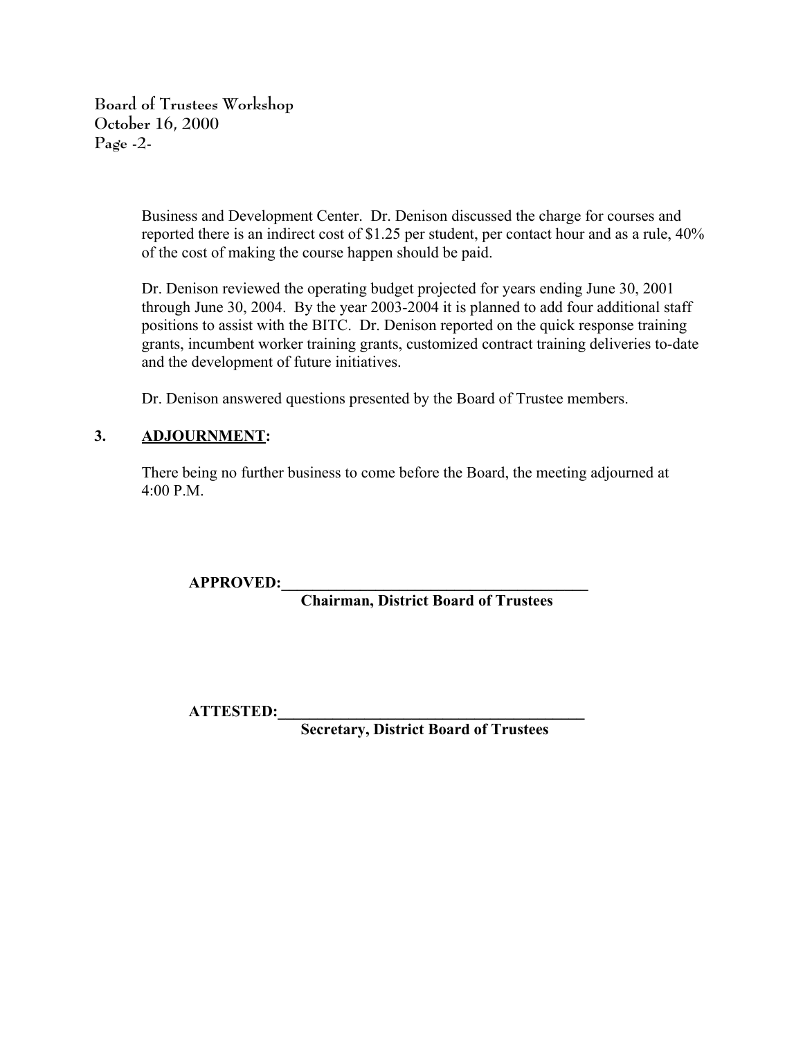Business and Development Center. Dr. Denison discussed the charge for courses and reported there is an indirect cost of $1.25 per student, per contact hour and as a rule, 40% of the cost of making the course happen should be paid.

Dr. Denison reviewed the operating budget projected for years ending June 30, 2001 through June 30, 2004. By the year 2003-2004 it is planned to add four additional staff positions to assist with the BITC. Dr. Denison reported on the quick response training grants, incumbent worker training grants, customized contract training deliveries to-date and the development of future initiatives.

Dr. Denison answered questions presented by the Board of Trustee members.

**3. ADJOURNMENT:**

There being no further business to come before the Board, the meeting adjourned at 4:00 P.M.

**APPROVED:\_\_\_\_\_\_\_\_\_\_\_\_\_\_\_\_\_\_\_\_\_\_\_\_\_\_\_\_\_\_\_\_\_\_\_\_\_\_\_\_**
**Chairman, District Board of Trustees**

**ATTESTED:\_\_\_\_\_\_\_\_\_\_\_\_\_\_\_\_\_\_\_\_\_\_\_\_\_\_\_\_\_\_\_\_\_\_\_\_\_\_\_\_**
**Secretary, District Board of Trustees**